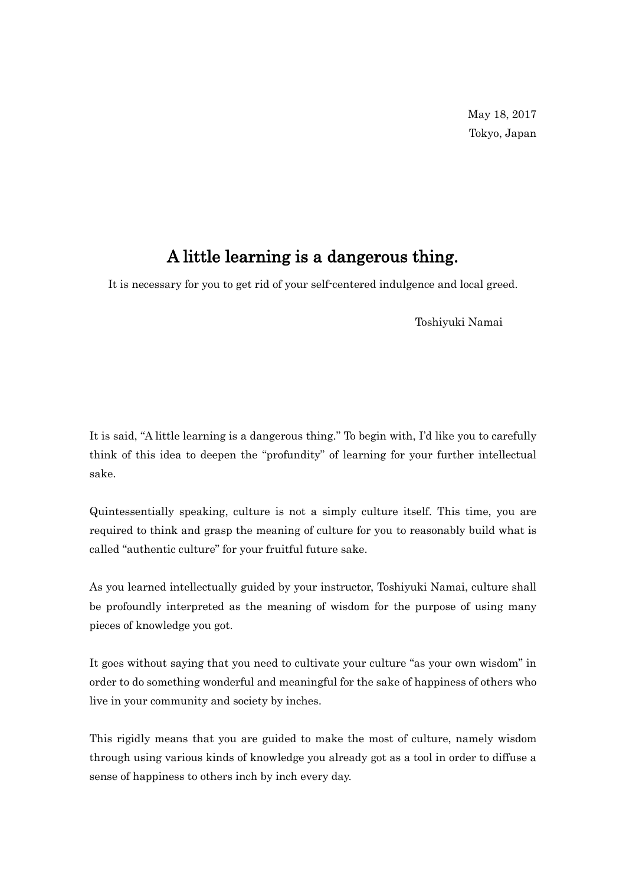May 18, 2017
Tokyo, Japan

# A little learning is a dangerous thing.

It is necessary for you to get rid of your self-centered indulgence and local greed.

Toshiyuki Namai

It is said, "A little learning is a dangerous thing." To begin with, I'd like you to carefully think of this idea to deepen the "profundity" of learning for your further intellectual sake.

Quintessentially speaking, culture is not a simply culture itself. This time, you are required to think and grasp the meaning of culture for you to reasonably build what is called "authentic culture" for your fruitful future sake.

As you learned intellectually guided by your instructor, Toshiyuki Namai, culture shall be profoundly interpreted as the meaning of wisdom for the purpose of using many pieces of knowledge you got.

It goes without saying that you need to cultivate your culture "as your own wisdom" in order to do something wonderful and meaningful for the sake of happiness of others who live in your community and society by inches.

This rigidly means that you are guided to make the most of culture, namely wisdom through using various kinds of knowledge you already got as a tool in order to diffuse a sense of happiness to others inch by inch every day.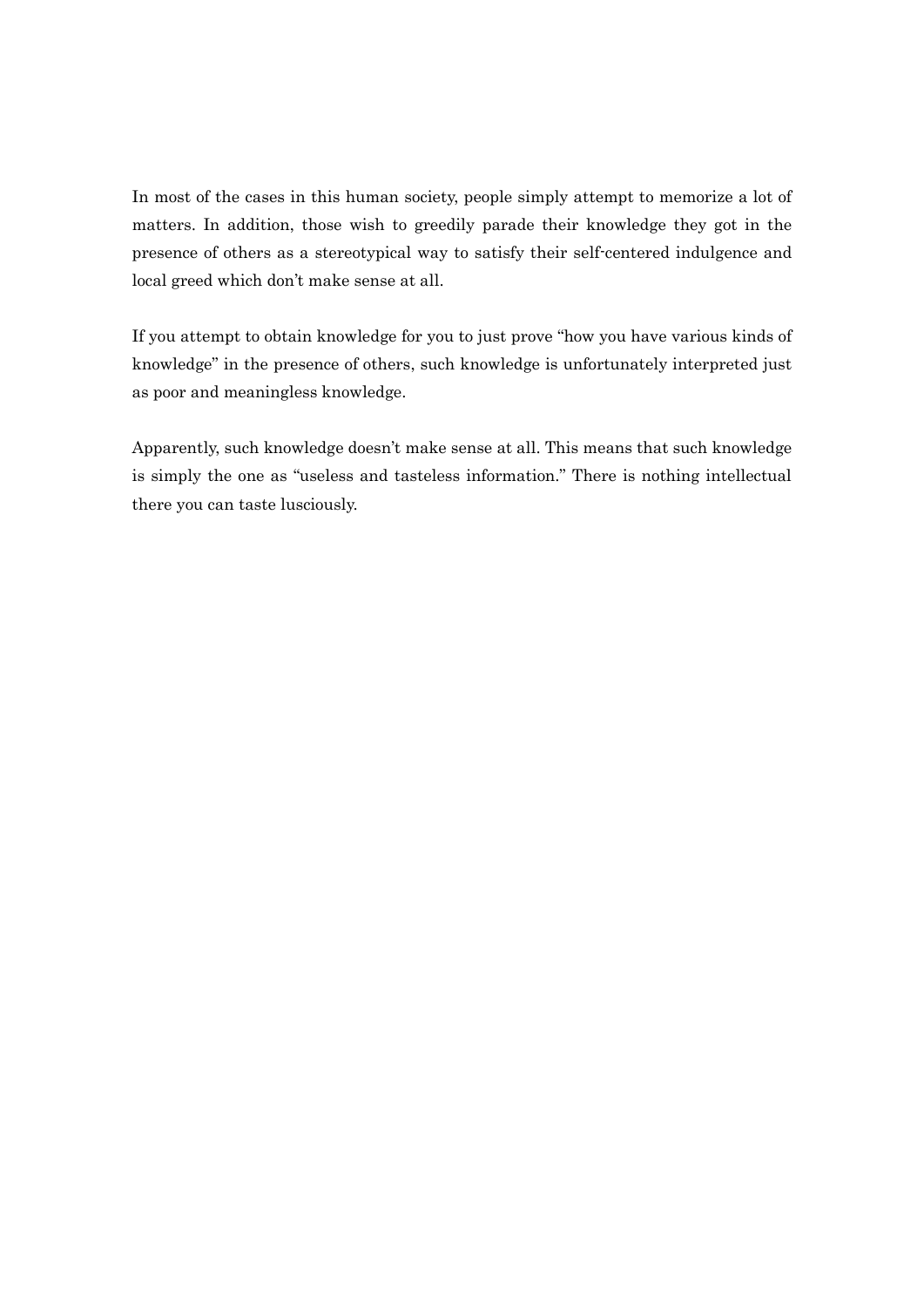In most of the cases in this human society, people simply attempt to memorize a lot of matters. In addition, those wish to greedily parade their knowledge they got in the presence of others as a stereotypical way to satisfy their self-centered indulgence and local greed which don't make sense at all.

If you attempt to obtain knowledge for you to just prove "how you have various kinds of knowledge" in the presence of others, such knowledge is unfortunately interpreted just as poor and meaningless knowledge.

Apparently, such knowledge doesn't make sense at all. This means that such knowledge is simply the one as "useless and tasteless information." There is nothing intellectual there you can taste lusciously.